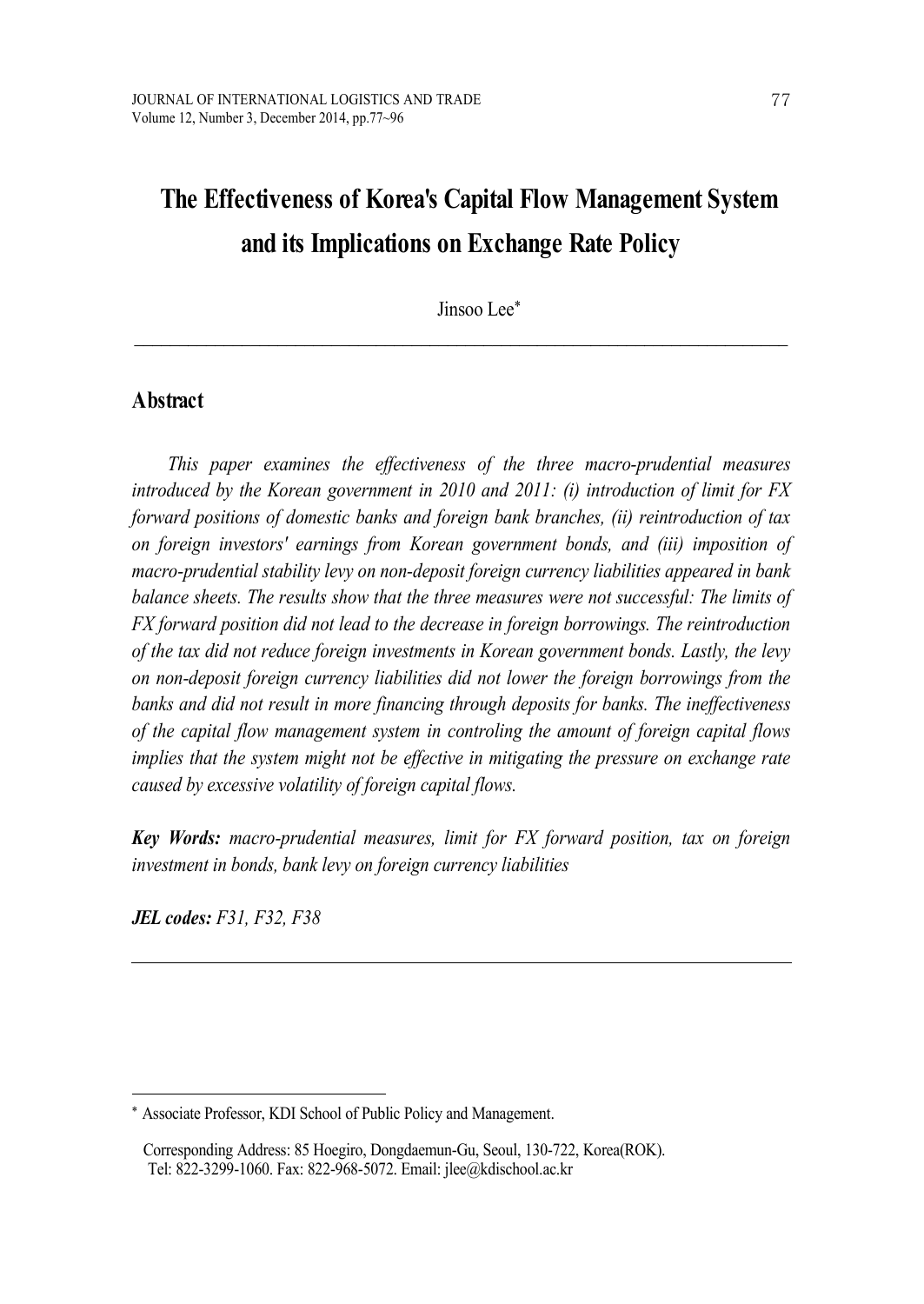# The Effectiveness of Korea's Capital Flow Management System and its Implications on Exchange Rate Policy

Jinsoo Lee*

## Abstract

*This paper examines the effectiveness of the three macro-prudential measures introduced by the Korean government in 2010 and 2011: (i) introduction of limit for FX forward positions of domestic banks and foreign bank branches, (ii) reintroduction of tax on foreign investors' earnings from Korean government bonds, and (iii) imposition of macro-prudential stability levy on non-deposit foreign currency liabilities appeared in bank balance sheets. The results show that the three measures were not successful: The limits of FX forward position did not lead to the decrease in foreign borrowings. The reintroduction of the tax did not reduce foreign investments in Korean government bonds. Lastly, the levy on non-deposit foreign currency liabilities did not lower the foreign borrowings from the banks and did not result in more financing through deposits for banks. The ineffectiveness of the capital flow management system in controling the amount of foreign capital flows implies that the system might not be effective in mitigating the pressure on exchange rate caused by excessive volatility of foreign capital flows.*

***Key Words:*** *macro-prudential measures, limit for FX forward position, tax on foreign investment in bonds, bank levy on foreign currency liabilities*

***JEL codes:*** *F31, F32, F38*

---

* Associate Professor, KDI School of Public Policy and Management.

Corresponding Address: 85 Hoegiro, Dongdaemun-Gu, Seoul, 130-722, Korea(ROK). Tel: 822-3299-1060. Fax: 822-968-5072. Email: jlee@kdischool.ac.kr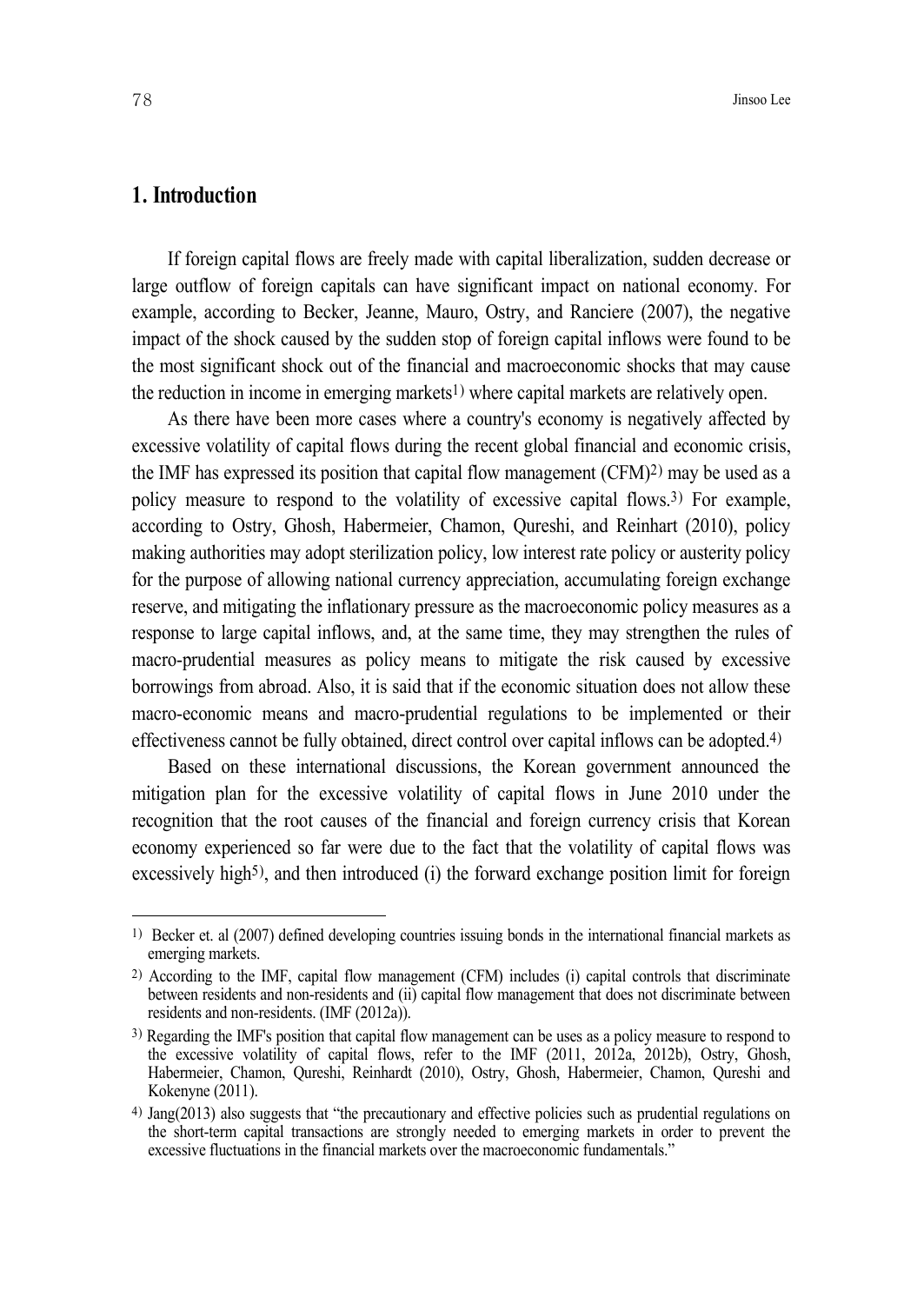## 1. Introduction

If foreign capital flows are freely made with capital liberalization, sudden decrease or large outflow of foreign capitals can have significant impact on national economy. For example, according to Becker, Jeanne, Mauro, Ostry, and Ranciere (2007), the negative impact of the shock caused by the sudden stop of foreign capital inflows were found to be the most significant shock out of the financial and macroeconomic shocks that may cause the reduction in income in emerging markets[1] where capital markets are relatively open.

As there have been more cases where a country's economy is negatively affected by excessive volatility of capital flows during the recent global financial and economic crisis, the IMF has expressed its position that capital flow management (CFM)[2] may be used as a policy measure to respond to the volatility of excessive capital flows.[3] For example, according to Ostry, Ghosh, Habermeier, Chamon, Qureshi, and Reinhart (2010), policy making authorities may adopt sterilization policy, low interest rate policy or austerity policy for the purpose of allowing national currency appreciation, accumulating foreign exchange reserve, and mitigating the inflationary pressure as the macroeconomic policy measures as a response to large capital inflows, and, at the same time, they may strengthen the rules of macro-prudential measures as policy means to mitigate the risk caused by excessive borrowings from abroad. Also, it is said that if the economic situation does not allow these macro-economic means and macro-prudential regulations to be implemented or their effectiveness cannot be fully obtained, direct control over capital inflows can be adopted.[4]

Based on these international discussions, the Korean government announced the mitigation plan for the excessive volatility of capital flows in June 2010 under the recognition that the root causes of the financial and foreign currency crisis that Korean economy experienced so far were due to the fact that the volatility of capital flows was excessively high[5], and then introduced (i) the forward exchange position limit for foreign

---

[1] Becker et. al (2007) defined developing countries issuing bonds in the international financial markets as emerging markets.

[2] According to the IMF, capital flow management (CFM) includes (i) capital controls that discriminate between residents and non-residents and (ii) capital flow management that does not discriminate between residents and non-residents. (IMF (2012a)).

[3] Regarding the IMF's position that capital flow management can be uses as a policy measure to respond to the excessive volatility of capital flows, refer to the IMF (2011, 2012a, 2012b), Ostry, Ghosh, Habermeier, Chamon, Qureshi, Reinhardt (2010), Ostry, Ghosh, Habermeier, Chamon, Qureshi and Kokenyne (2011).

[4] Jang(2013) also suggests that "the precautionary and effective policies such as prudential regulations on the short-term capital transactions are strongly needed to emerging markets in order to prevent the excessive fluctuations in the financial markets over the macroeconomic fundamentals."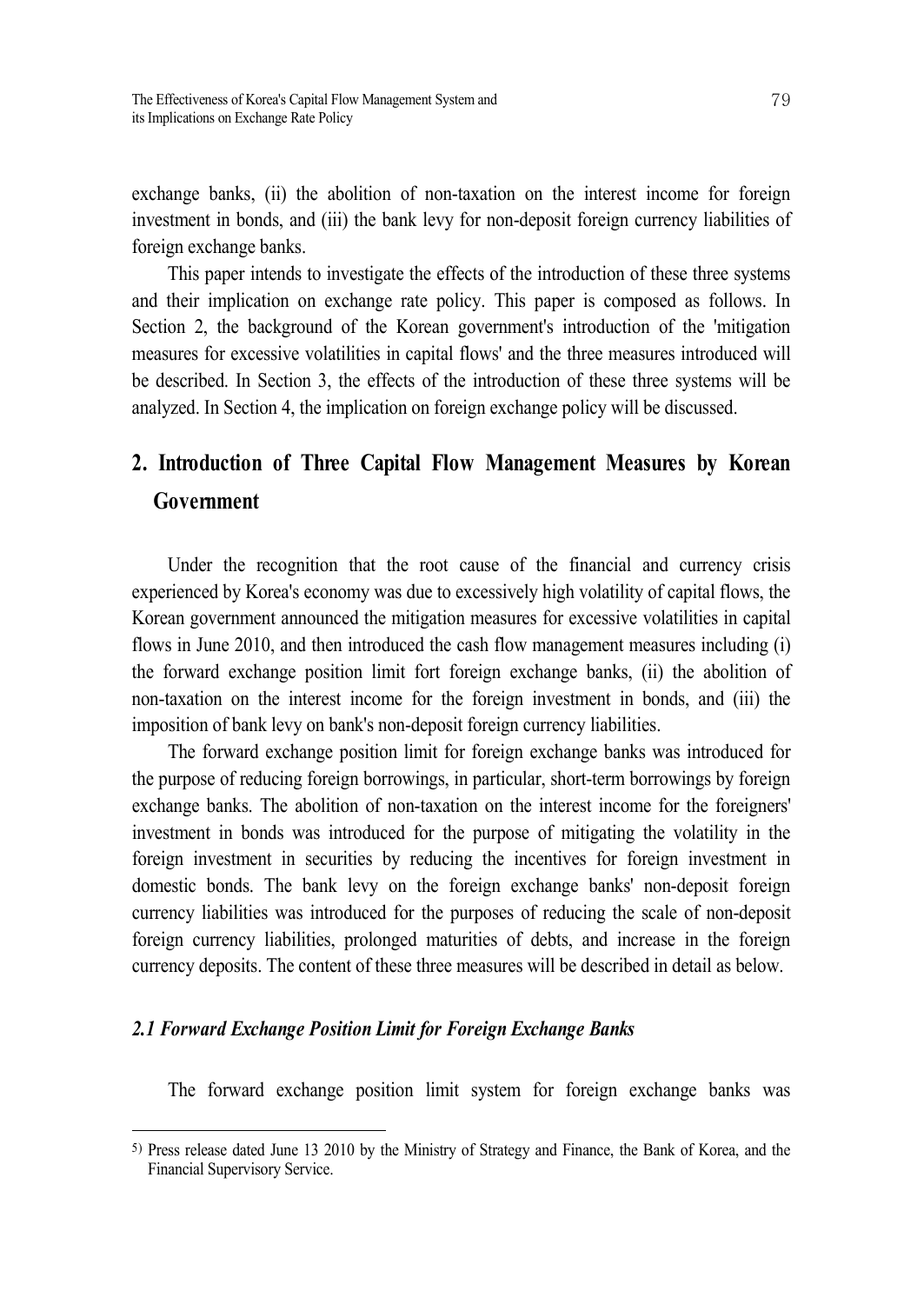exchange banks, (ii) the abolition of non-taxation on the interest income for foreign investment in bonds, and (iii) the bank levy for non-deposit foreign currency liabilities of foreign exchange banks.

This paper intends to investigate the effects of the introduction of these three systems and their implication on exchange rate policy. This paper is composed as follows. In Section 2, the background of the Korean government's introduction of the 'mitigation measures for excessive volatilities in capital flows' and the three measures introduced will be described. In Section 3, the effects of the introduction of these three systems will be analyzed. In Section 4, the implication on foreign exchange policy will be discussed.

## 2. Introduction of Three Capital Flow Management Measures by Korean Government

Under the recognition that the root cause of the financial and currency crisis experienced by Korea's economy was due to excessively high volatility of capital flows, the Korean government announced the mitigation measures for excessive volatilities in capital flows in June 2010, and then introduced the cash flow management measures including (i) the forward exchange position limit fort foreign exchange banks, (ii) the abolition of non-taxation on the interest income for the foreign investment in bonds, and (iii) the imposition of bank levy on bank's non-deposit foreign currency liabilities.

The forward exchange position limit for foreign exchange banks was introduced for the purpose of reducing foreign borrowings, in particular, short-term borrowings by foreign exchange banks. The abolition of non-taxation on the interest income for the foreigners' investment in bonds was introduced for the purpose of mitigating the volatility in the foreign investment in securities by reducing the incentives for foreign investment in domestic bonds. The bank levy on the foreign exchange banks' non-deposit foreign currency liabilities was introduced for the purposes of reducing the scale of non-deposit foreign currency liabilities, prolonged maturities of debts, and increase in the foreign currency deposits. The content of these three measures will be described in detail as below.

### *2.1 Forward Exchange Position Limit for Foreign Exchange Banks*

The forward exchange position limit system for foreign exchange banks was

---

5) Press release dated June 13 2010 by the Ministry of Strategy and Finance, the Bank of Korea, and the Financial Supervisory Service.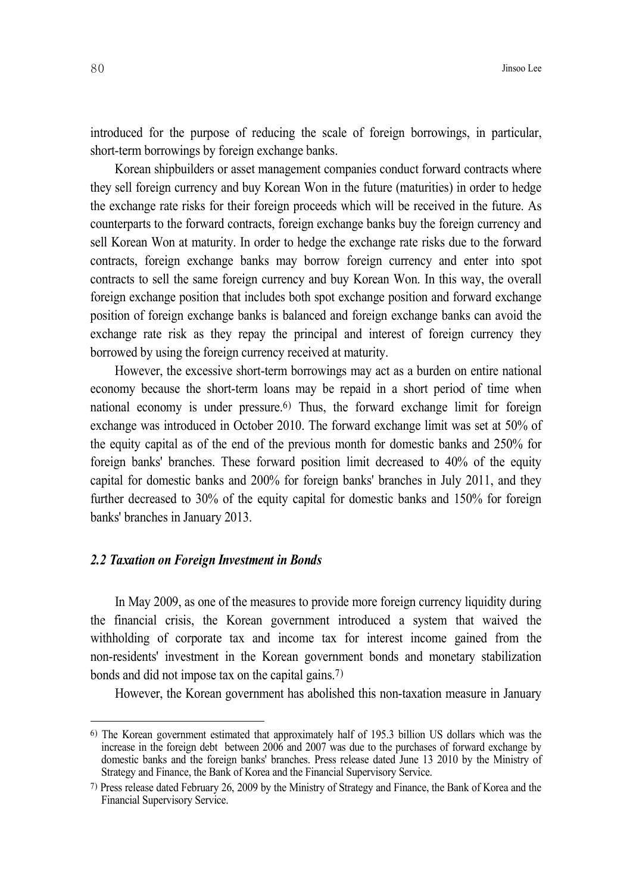introduced for the purpose of reducing the scale of foreign borrowings, in particular, short-term borrowings by foreign exchange banks.

Korean shipbuilders or asset management companies conduct forward contracts where they sell foreign currency and buy Korean Won in the future (maturities) in order to hedge the exchange rate risks for their foreign proceeds which will be received in the future. As counterparts to the forward contracts, foreign exchange banks buy the foreign currency and sell Korean Won at maturity. In order to hedge the exchange rate risks due to the forward contracts, foreign exchange banks may borrow foreign currency and enter into spot contracts to sell the same foreign currency and buy Korean Won. In this way, the overall foreign exchange position that includes both spot exchange position and forward exchange position of foreign exchange banks is balanced and foreign exchange banks can avoid the exchange rate risk as they repay the principal and interest of foreign currency they borrowed by using the foreign currency received at maturity.

However, the excessive short-term borrowings may act as a burden on entire national economy because the short-term loans may be repaid in a short period of time when national economy is under pressure.[6] Thus, the forward exchange limit for foreign exchange was introduced in October 2010. The forward exchange limit was set at 50% of the equity capital as of the end of the previous month for domestic banks and 250% for foreign banks' branches. These forward position limit decreased to 40% of the equity capital for domestic banks and 200% for foreign banks' branches in July 2011, and they further decreased to 30% of the equity capital for domestic banks and 150% for foreign banks' branches in January 2013.

### *2.2 Taxation on Foreign Investment in Bonds*

In May 2009, as one of the measures to provide more foreign currency liquidity during the financial crisis, the Korean government introduced a system that waived the withholding of corporate tax and income tax for interest income gained from the non-residents' investment in the Korean government bonds and monetary stabilization bonds and did not impose tax on the capital gains.[7]

However, the Korean government has abolished this non-taxation measure in January

---

[6] The Korean government estimated that approximately half of 195.3 billion US dollars which was the increase in the foreign debt between 2006 and 2007 was due to the purchases of forward exchange by domestic banks and the foreign banks' branches. Press release dated June 13 2010 by the Ministry of Strategy and Finance, the Bank of Korea and the Financial Supervisory Service.

[7] Press release dated February 26, 2009 by the Ministry of Strategy and Finance, the Bank of Korea and the Financial Supervisory Service.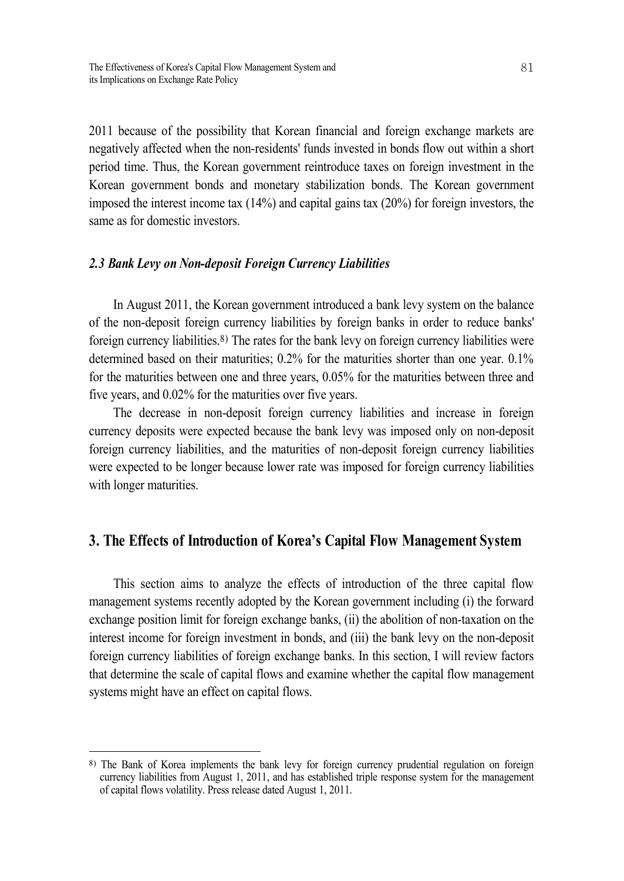2011 because of the possibility that Korean financial and foreign exchange markets are negatively affected when the non-residents' funds invested in bonds flow out within a short period time. Thus, the Korean government reintroduce taxes on foreign investment in the Korean government bonds and monetary stabilization bonds. The Korean government imposed the interest income tax (14%) and capital gains tax (20%) for foreign investors, the same as for domestic investors.

### *2.3 Bank Levy on Non-deposit Foreign Currency Liabilities*

In August 2011, the Korean government introduced a bank levy system on the balance of the non-deposit foreign currency liabilities by foreign banks in order to reduce banks' foreign currency liabilities.[8] The rates for the bank levy on foreign currency liabilities were determined based on their maturities; 0.2% for the maturities shorter than one year. 0.1% for the maturities between one and three years, 0.05% for the maturities between three and five years, and 0.02% for the maturities over five years.

The decrease in non-deposit foreign currency liabilities and increase in foreign currency deposits were expected because the bank levy was imposed only on non-deposit foreign currency liabilities, and the maturities of non-deposit foreign currency liabilities were expected to be longer because lower rate was imposed for foreign currency liabilities with longer maturities.

## 3. The Effects of Introduction of Korea's Capital Flow Management System

This section aims to analyze the effects of introduction of the three capital flow management systems recently adopted by the Korean government including (i) the forward exchange position limit for foreign exchange banks, (ii) the abolition of non-taxation on the interest income for foreign investment in bonds, and (iii) the bank levy on the non-deposit foreign currency liabilities of foreign exchange banks. In this section, I will review factors that determine the scale of capital flows and examine whether the capital flow management systems might have an effect on capital flows.

---

[8] The Bank of Korea implements the bank levy for foreign currency prudential regulation on foreign currency liabilities from August 1, 2011, and has established triple response system for the management of capital flows volatility. Press release dated August 1, 2011.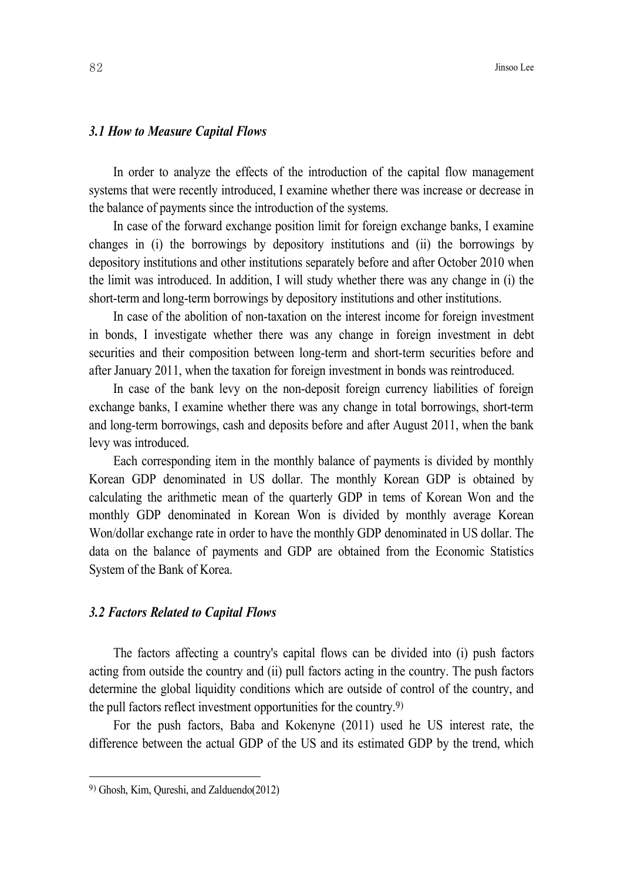### *3.1 How to Measure Capital Flows*

In order to analyze the effects of the introduction of the capital flow management systems that were recently introduced, I examine whether there was increase or decrease in the balance of payments since the introduction of the systems.

In case of the forward exchange position limit for foreign exchange banks, I examine changes in (i) the borrowings by depository institutions and (ii) the borrowings by depository institutions and other institutions separately before and after October 2010 when the limit was introduced. In addition, I will study whether there was any change in (i) the short-term and long-term borrowings by depository institutions and other institutions.

In case of the abolition of non-taxation on the interest income for foreign investment in bonds, I investigate whether there was any change in foreign investment in debt securities and their composition between long-term and short-term securities before and after January 2011, when the taxation for foreign investment in bonds was reintroduced.

In case of the bank levy on the non-deposit foreign currency liabilities of foreign exchange banks, I examine whether there was any change in total borrowings, short-term and long-term borrowings, cash and deposits before and after August 2011, when the bank levy was introduced.

Each corresponding item in the monthly balance of payments is divided by monthly Korean GDP denominated in US dollar. The monthly Korean GDP is obtained by calculating the arithmetic mean of the quarterly GDP in tems of Korean Won and the monthly GDP denominated in Korean Won is divided by monthly average Korean Won/dollar exchange rate in order to have the monthly GDP denominated in US dollar. The data on the balance of payments and GDP are obtained from the Economic Statistics System of the Bank of Korea.

### *3.2 Factors Related to Capital Flows*

The factors affecting a country's capital flows can be divided into (i) push factors acting from outside the country and (ii) pull factors acting in the country. The push factors determine the global liquidity conditions which are outside of control of the country, and the pull factors reflect investment opportunities for the country.[9)]

For the push factors, Baba and Kokenyne (2011) used he US interest rate, the difference between the actual GDP of the US and its estimated GDP by the trend, which

---

[9)] Ghosh, Kim, Qureshi, and Zalduendo(2012)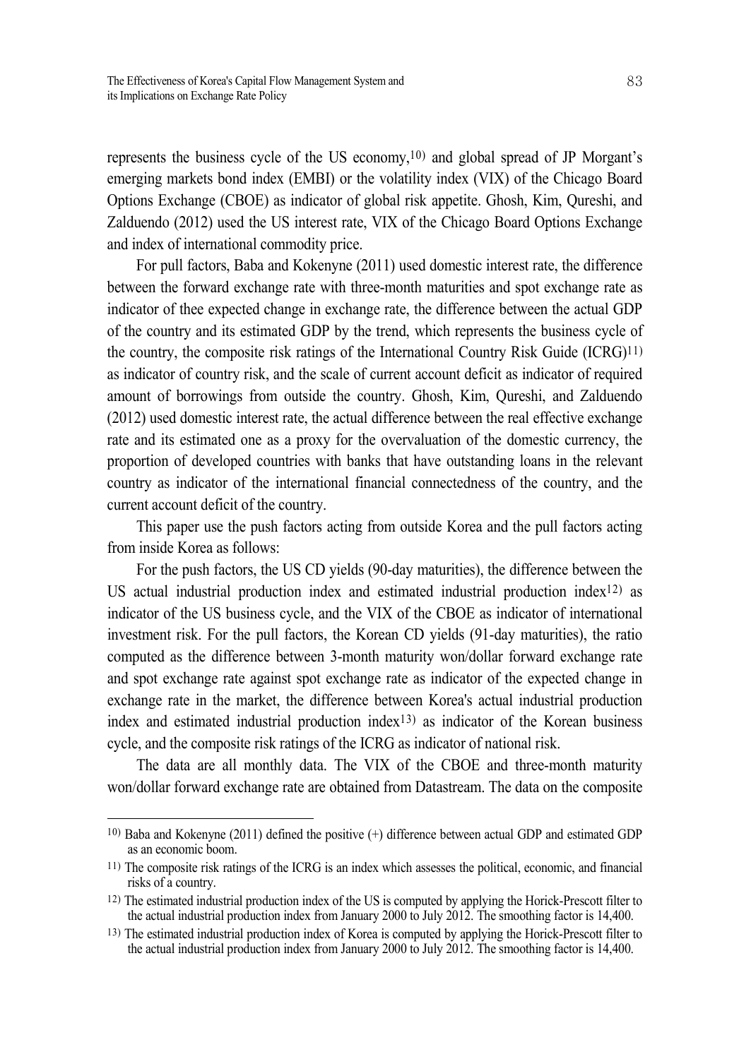represents the business cycle of the US economy,[10] and global spread of JP Morgant's emerging markets bond index (EMBI) or the volatility index (VIX) of the Chicago Board Options Exchange (CBOE) as indicator of global risk appetite. Ghosh, Kim, Qureshi, and Zalduendo (2012) used the US interest rate, VIX of the Chicago Board Options Exchange and index of international commodity price.

For pull factors, Baba and Kokenyne (2011) used domestic interest rate, the difference between the forward exchange rate with three-month maturities and spot exchange rate as indicator of thee expected change in exchange rate, the difference between the actual GDP of the country and its estimated GDP by the trend, which represents the business cycle of the country, the composite risk ratings of the International Country Risk Guide (ICRG)[11] as indicator of country risk, and the scale of current account deficit as indicator of required amount of borrowings from outside the country. Ghosh, Kim, Qureshi, and Zalduendo (2012) used domestic interest rate, the actual difference between the real effective exchange rate and its estimated one as a proxy for the overvaluation of the domestic currency, the proportion of developed countries with banks that have outstanding loans in the relevant country as indicator of the international financial connectedness of the country, and the current account deficit of the country.

This paper use the push factors acting from outside Korea and the pull factors acting from inside Korea as follows:

For the push factors, the US CD yields (90-day maturities), the difference between the US actual industrial production index and estimated industrial production index[12] as indicator of the US business cycle, and the VIX of the CBOE as indicator of international investment risk. For the pull factors, the Korean CD yields (91-day maturities), the ratio computed as the difference between 3-month maturity won/dollar forward exchange rate and spot exchange rate against spot exchange rate as indicator of the expected change in exchange rate in the market, the difference between Korea's actual industrial production index and estimated industrial production index[13] as indicator of the Korean business cycle, and the composite risk ratings of the ICRG as indicator of national risk.

The data are all monthly data. The VIX of the CBOE and three-month maturity won/dollar forward exchange rate are obtained from Datastream. The data on the composite

---

[10] Baba and Kokenyne (2011) defined the positive (+) difference between actual GDP and estimated GDP as an economic boom.

[11] The composite risk ratings of the ICRG is an index which assesses the political, economic, and financial risks of a country.

[12] The estimated industrial production index of the US is computed by applying the Horick-Prescott filter to the actual industrial production index from January 2000 to July 2012. The smoothing factor is 14,400.

[13] The estimated industrial production index of Korea is computed by applying the Horick-Prescott filter to the actual industrial production index from January 2000 to July 2012. The smoothing factor is 14,400.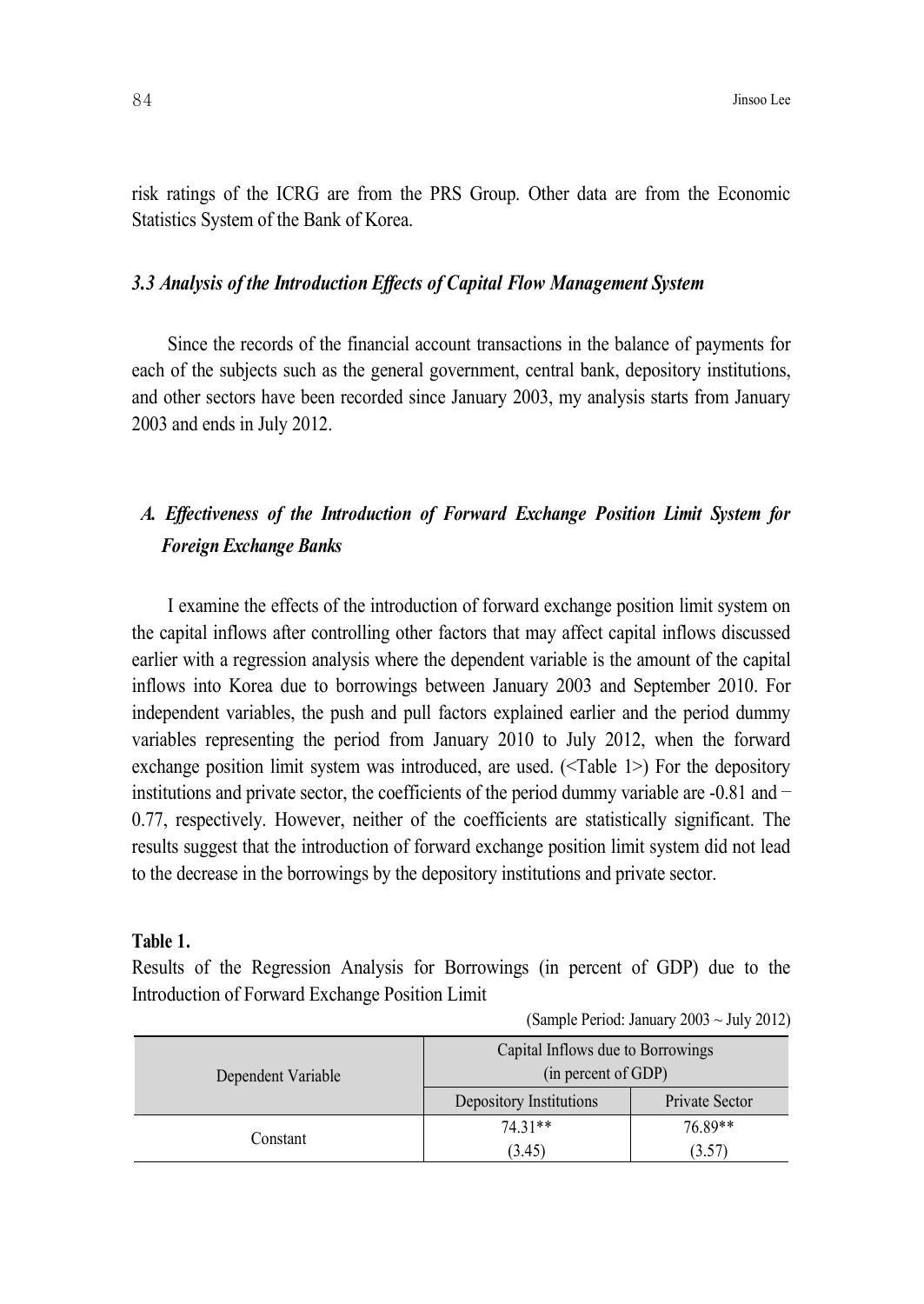risk ratings of the ICRG are from the PRS Group. Other data are from the Economic Statistics System of the Bank of Korea.

### *3.3 Analysis of the Introduction Effects of Capital Flow Management System*

Since the records of the financial account transactions in the balance of payments for each of the subjects such as the general government, central bank, depository institutions, and other sectors have been recorded since January 2003, my analysis starts from January 2003 and ends in July 2012.

#### *A. Effectiveness of the Introduction of Forward Exchange Position Limit System for Foreign Exchange Banks*

I examine the effects of the introduction of forward exchange position limit system on the capital inflows after controlling other factors that may affect capital inflows discussed earlier with a regression analysis where the dependent variable is the amount of the capital inflows into Korea due to borrowings between January 2003 and September 2010. For independent variables, the push and pull factors explained earlier and the period dummy variables representing the period from January 2010 to July 2012, when the forward exchange position limit system was introduced, are used. (<Table 1>) For the depository institutions and private sector, the coefficients of the period dummy variable are -0.81 and −0.77, respectively. However, neither of the coefficients are statistically significant. The results suggest that the introduction of forward exchange position limit system did not lead to the decrease in the borrowings by the depository institutions and private sector.

**Table 1.**

Results of the Regression Analysis for Borrowings (in percent of GDP) due to the Introduction of Forward Exchange Position Limit

(Sample Period: January 2003 ~ July 2012)

| Dependent Variable | Capital Inflows due to Borrowings (in percent of GDP) | |
|---|---|---|
| | Depository Institutions | Private Sector |
| Constant | 74.31** | 76.89** |
| | (3.45) | (3.57) |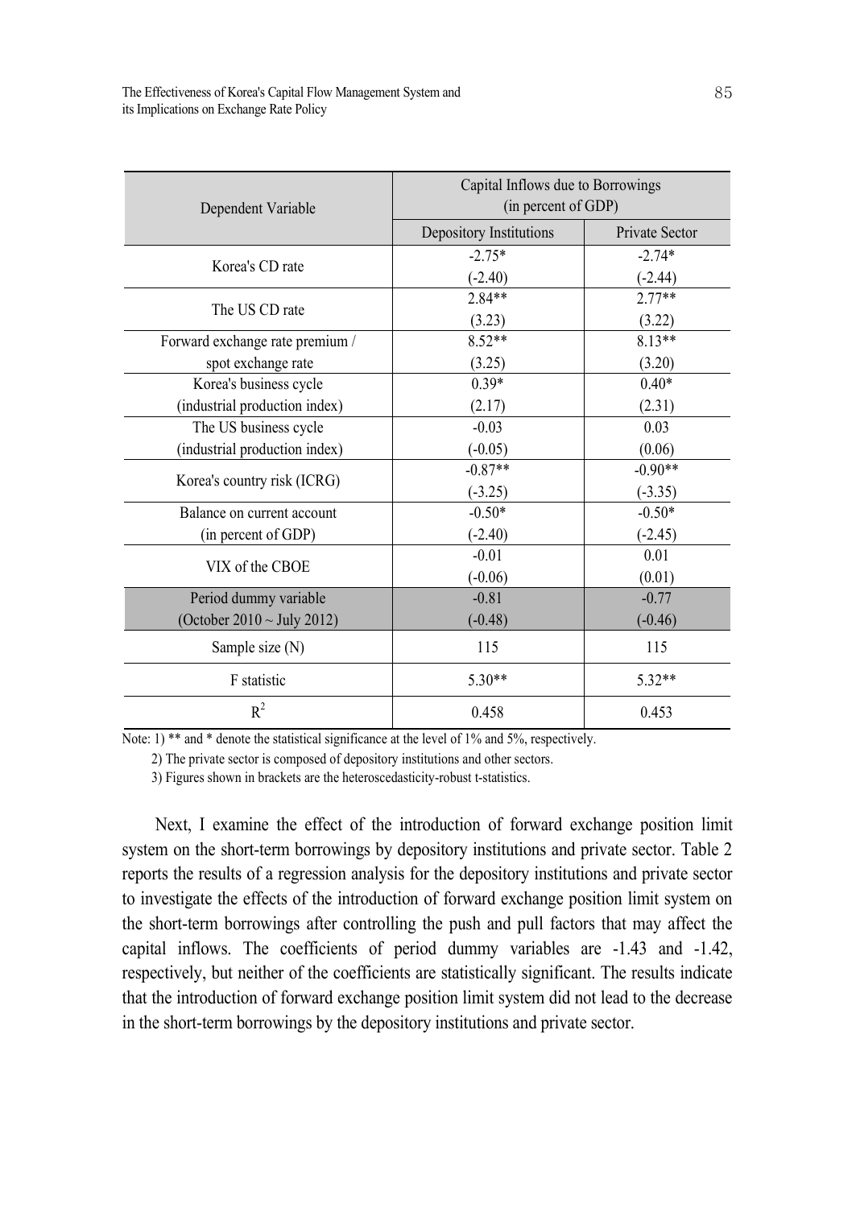| Dependent Variable | Capital Inflows due to Borrowings (in percent of GDP) | |
|---|---|---|
| | Depository Institutions | Private Sector |
| Korea's CD rate | -2.75* (-2.40) | -2.74* (-2.44) |
| The US CD rate | 2.84** (3.23) | 2.77** (3.22) |
| Forward exchange rate premium / spot exchange rate | 8.52** (3.25) | 8.13** (3.20) |
| Korea's business cycle (industrial production index) | 0.39* (2.17) | 0.40* (2.31) |
| The US business cycle (industrial production index) | -0.03 (-0.05) | 0.03 (0.06) |
| Korea's country risk (ICRG) | -0.87** (-3.25) | -0.90** (-3.35) |
| Balance on current account (in percent of GDP) | -0.50* (-2.40) | -0.50* (-2.45) |
| VIX of the CBOE | -0.01 (-0.06) | 0.01 (0.01) |
| Period dummy variable (October 2010 ~ July 2012) | -0.81 (-0.48) | -0.77 (-0.46) |
| Sample size (N) | 115 | 115 |
| F statistic | 5.30** | 5.32** |
| $R^2$ | 0.458 | 0.453 |

Note: 1) ** and * denote the statistical significance at the level of 1% and 5%, respectively.

2) The private sector is composed of depository institutions and other sectors.

3) Figures shown in brackets are the heteroscedasticity-robust t-statistics.

Next, I examine the effect of the introduction of forward exchange position limit system on the short-term borrowings by depository institutions and private sector. Table 2 reports the results of a regression analysis for the depository institutions and private sector to investigate the effects of the introduction of forward exchange position limit system on the short-term borrowings after controlling the push and pull factors that may affect the capital inflows. The coefficients of period dummy variables are -1.43 and -1.42, respectively, but neither of the coefficients are statistically significant. The results indicate that the introduction of forward exchange position limit system did not lead to the decrease in the short-term borrowings by the depository institutions and private sector.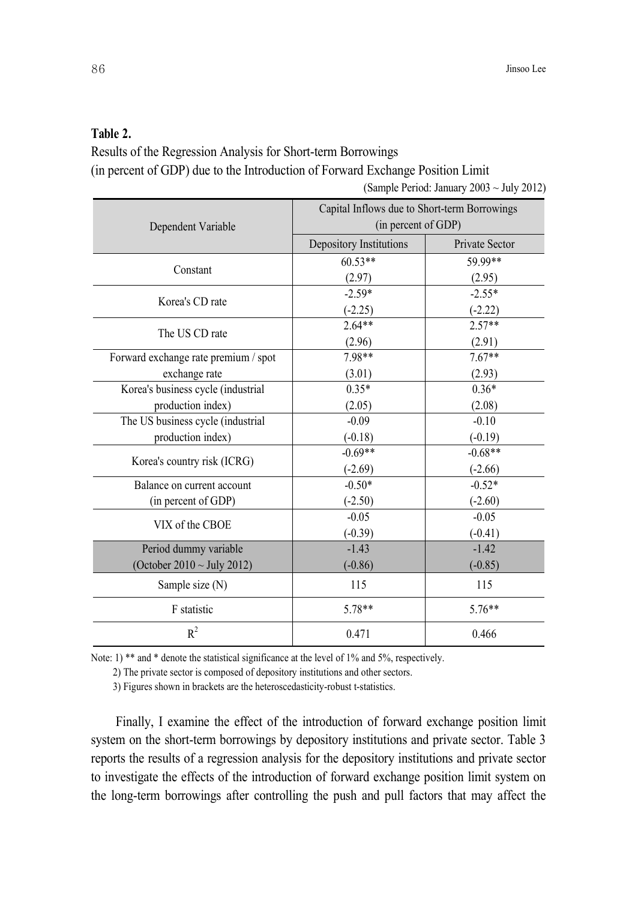**Table 2.**

Results of the Regression Analysis for Short-term Borrowings (in percent of GDP) due to the Introduction of Forward Exchange Position Limit

(Sample Period: January 2003 ~ July 2012)

| Dependent Variable | Capital Inflows due to Short-term Borrowings (in percent of GDP) | |
|---|---|---|
| | Depository Institutions | Private Sector |
| Constant | 60.53** (2.97) | 59.99** (2.95) |
| Korea's CD rate | -2.59* (-2.25) | -2.55* (-2.22) |
| The US CD rate | 2.64** (2.96) | 2.57** (2.91) |
| Forward exchange rate premium / spot exchange rate | 7.98** (3.01) | 7.67** (2.93) |
| Korea's business cycle (industrial production index) | 0.35* (2.05) | 0.36* (2.08) |
| The US business cycle (industrial production index) | -0.09 (-0.18) | -0.10 (-0.19) |
| Korea's country risk (ICRG) | -0.69** (-2.69) | -0.68** (-2.66) |
| Balance on current account (in percent of GDP) | -0.50* (-2.50) | -0.52* (-2.60) |
| VIX of the CBOE | -0.05 (-0.39) | -0.05 (-0.41) |
| Period dummy variable (October 2010 ~ July 2012) | -1.43 (-0.86) | -1.42 (-0.85) |
| Sample size (N) | 115 | 115 |
| F statistic | 5.78** | 5.76** |
| $R^2$ | 0.471 | 0.466 |

Note: 1) ** and * denote the statistical significance at the level of 1% and 5%, respectively.

2) The private sector is composed of depository institutions and other sectors.

3) Figures shown in brackets are the heteroscedasticity-robust t-statistics.

Finally, I examine the effect of the introduction of forward exchange position limit system on the short-term borrowings by depository institutions and private sector. Table 3 reports the results of a regression analysis for the depository institutions and private sector to investigate the effects of the introduction of forward exchange position limit system on the long-term borrowings after controlling the push and pull factors that may affect the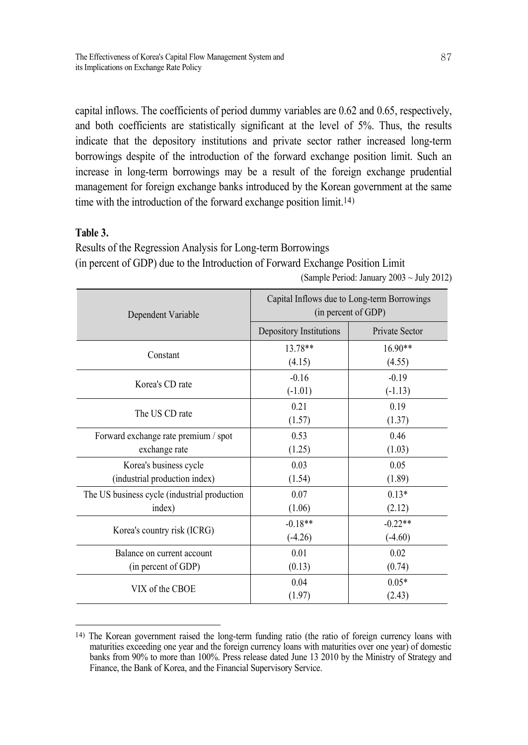capital inflows. The coefficients of period dummy variables are 0.62 and 0.65, respectively, and both coefficients are statistically significant at the level of 5%. Thus, the results indicate that the depository institutions and private sector rather increased long-term borrowings despite of the introduction of the forward exchange position limit. Such an increase in long-term borrowings may be a result of the foreign exchange prudential management for foreign exchange banks introduced by the Korean government at the same time with the introduction of the forward exchange position limit.[14]

**Table 3.**

Results of the Regression Analysis for Long-term Borrowings (in percent of GDP) due to the Introduction of Forward Exchange Position Limit

(Sample Period: January 2003 ~ July 2012)

| Dependent Variable | Capital Inflows due to Long-term Borrowings (in percent of GDP) | |
|---|---|---|
| | Depository Institutions | Private Sector |
| Constant | 13.78** (4.15) | 16.90** (4.55) |
| Korea's CD rate | -0.16 (-1.01) | -0.19 (-1.13) |
| The US CD rate | 0.21 (1.57) | 0.19 (1.37) |
| Forward exchange rate premium / spot exchange rate | 0.53 (1.25) | 0.46 (1.03) |
| Korea's business cycle (industrial production index) | 0.03 (1.54) | 0.05 (1.89) |
| The US business cycle (industrial production index) | 0.07 (1.06) | 0.13* (2.12) |
| Korea's country risk (ICRG) | -0.18** (-4.26) | -0.22** (-4.60) |
| Balance on current account (in percent of GDP) | 0.01 (0.13) | 0.02 (0.74) |
| VIX of the CBOE | 0.04 (1.97) | 0.05* (2.43) |

[14] The Korean government raised the long-term funding ratio (the ratio of foreign currency loans with maturities exceeding one year and the foreign currency loans with maturities over one year) of domestic banks from 90% to more than 100%. Press release dated June 13 2010 by the Ministry of Strategy and Finance, the Bank of Korea, and the Financial Supervisory Service.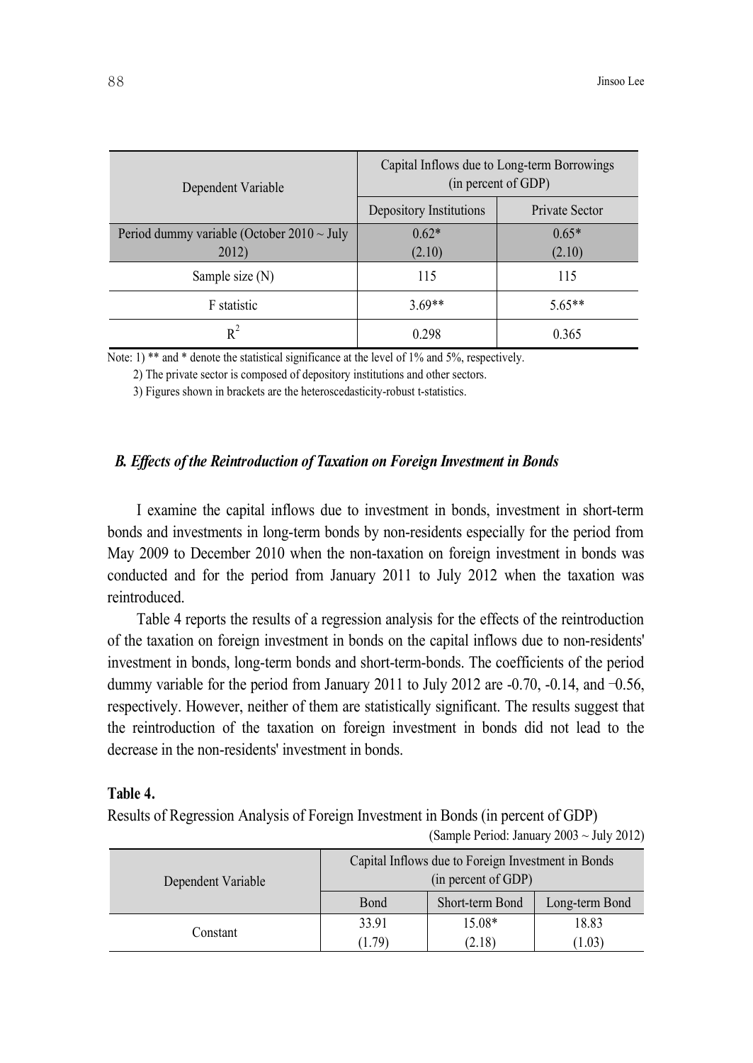| Dependent Variable | Capital Inflows due to Long-term Borrowings (in percent of GDP) | |
|---|---|---|
| | Depository Institutions | Private Sector |
| Period dummy variable (October 2010 ~ July 2012) | 0.62* (2.10) | 0.65* (2.10) |
| Sample size (N) | 115 | 115 |
| F statistic | 3.69** | 5.65** |
| $R^2$ | 0.298 | 0.365 |

Note: 1) ** and * denote the statistical significance at the level of 1% and 5%, respectively.

2) The private sector is composed of depository institutions and other sectors.

3) Figures shown in brackets are the heteroscedasticity-robust t-statistics.

### *B. Effects of the Reintroduction of Taxation on Foreign Investment in Bonds*

I examine the capital inflows due to investment in bonds, investment in short-term bonds and investments in long-term bonds by non-residents especially for the period from May 2009 to December 2010 when the non-taxation on foreign investment in bonds was conducted and for the period from January 2011 to July 2012 when the taxation was reintroduced.

Table 4 reports the results of a regression analysis for the effects of the reintroduction of the taxation on foreign investment in bonds on the capital inflows due to non-residents' investment in bonds, long-term bonds and short-term-bonds. The coefficients of the period dummy variable for the period from January 2011 to July 2012 are -0.70, -0.14, and −0.56, respectively. However, neither of them are statistically significant. The results suggest that the reintroduction of the taxation on foreign investment in bonds did not lead to the decrease in the non-residents' investment in bonds.

**Table 4.**

Results of Regression Analysis of Foreign Investment in Bonds (in percent of GDP)

(Sample Period: January 2003 ~ July 2012)

| Dependent Variable | Capital Inflows due to Foreign Investment in Bonds (in percent of GDP) | | |
|---|---|---|---|
| | Bond | Short-term Bond | Long-term Bond |
| Constant | 33.91 (1.79) | 15.08* (2.18) | 18.83 (1.03) |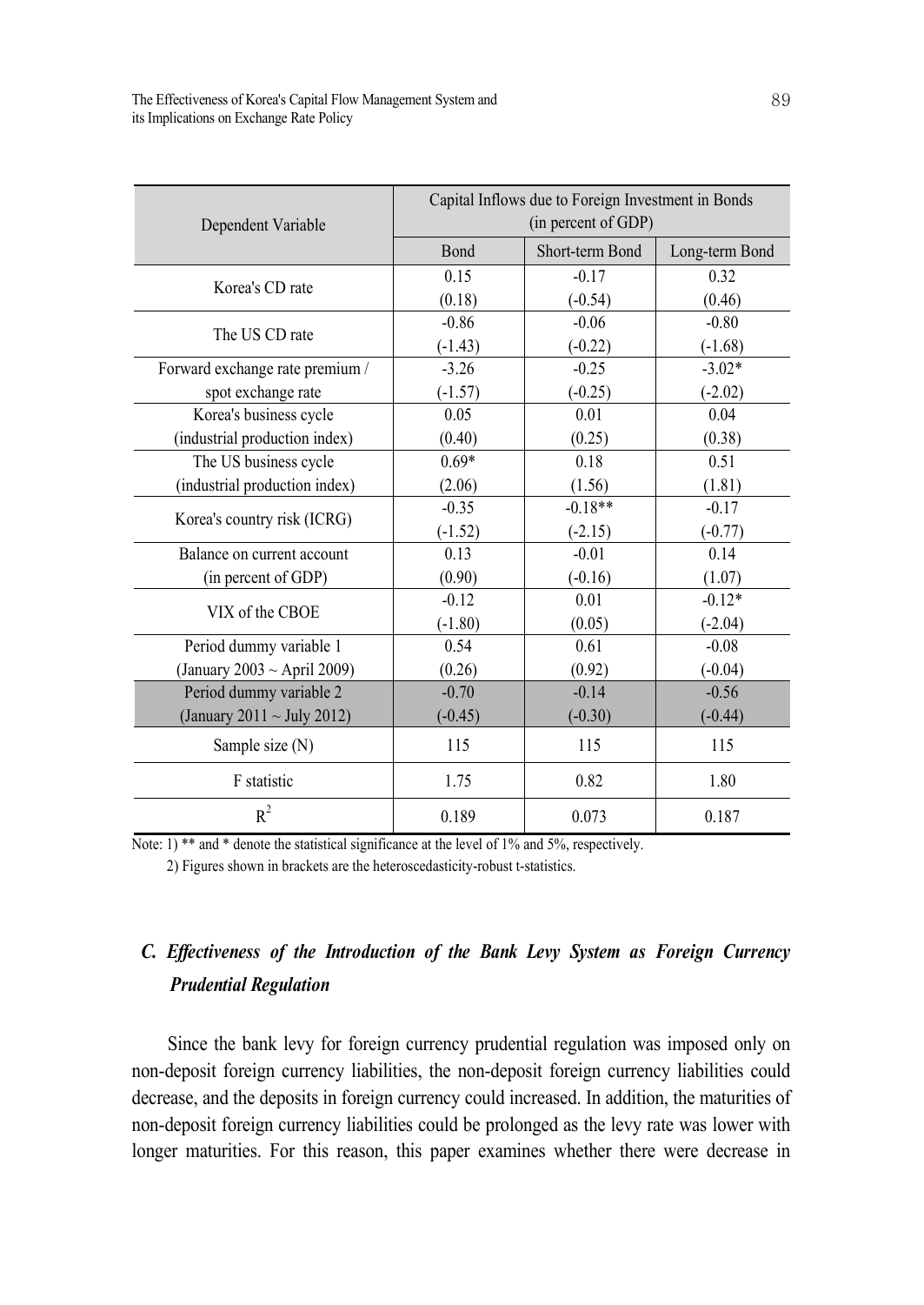| Dependent Variable | Capital Inflows due to Foreign Investment in Bonds (in percent of GDP) | | |
|---|---|---|---|
| | Bond | Short-term Bond | Long-term Bond |
| Korea's CD rate | 0.15<br>(0.18) | -0.17<br>(-0.54) | 0.32<br>(0.46) |
| The US CD rate | -0.86<br>(-1.43) | -0.06<br>(-0.22) | -0.80<br>(-1.68) |
| Forward exchange rate premium / spot exchange rate | -3.26<br>(-1.57) | -0.25<br>(-0.25) | -3.02*<br>(-2.02) |
| Korea's business cycle (industrial production index) | 0.05<br>(0.40) | 0.01<br>(0.25) | 0.04<br>(0.38) |
| The US business cycle (industrial production index) | 0.69*<br>(2.06) | 0.18<br>(1.56) | 0.51<br>(1.81) |
| Korea's country risk (ICRG) | -0.35<br>(-1.52) | -0.18**<br>(-2.15) | -0.17<br>(-0.77) |
| Balance on current account (in percent of GDP) | 0.13<br>(0.90) | -0.01<br>(-0.16) | 0.14<br>(1.07) |
| VIX of the CBOE | -0.12<br>(-1.80) | 0.01<br>(0.05) | -0.12*<br>(-2.04) |
| Period dummy variable 1 (January 2003 ~ April 2009) | 0.54<br>(0.26) | 0.61<br>(0.92) | -0.08<br>(-0.04) |
| Period dummy variable 2 (January 2011 ~ July 2012) | -0.70<br>(-0.45) | -0.14<br>(-0.30) | -0.56<br>(-0.44) |
| Sample size (N) | 115 | 115 | 115 |
| F statistic | 1.75 | 0.82 | 1.80 |
| $R^2$ | 0.189 | 0.073 | 0.187 |

Note: 1) ** and * denote the statistical significance at the level of 1% and 5%, respectively.

2) Figures shown in brackets are the heteroscedasticity-robust t-statistics.

### *C. Effectiveness of the Introduction of the Bank Levy System as Foreign Currency Prudential Regulation*

Since the bank levy for foreign currency prudential regulation was imposed only on non-deposit foreign currency liabilities, the non-deposit foreign currency liabilities could decrease, and the deposits in foreign currency could increased. In addition, the maturities of non-deposit foreign currency liabilities could be prolonged as the levy rate was lower with longer maturities. For this reason, this paper examines whether there were decrease in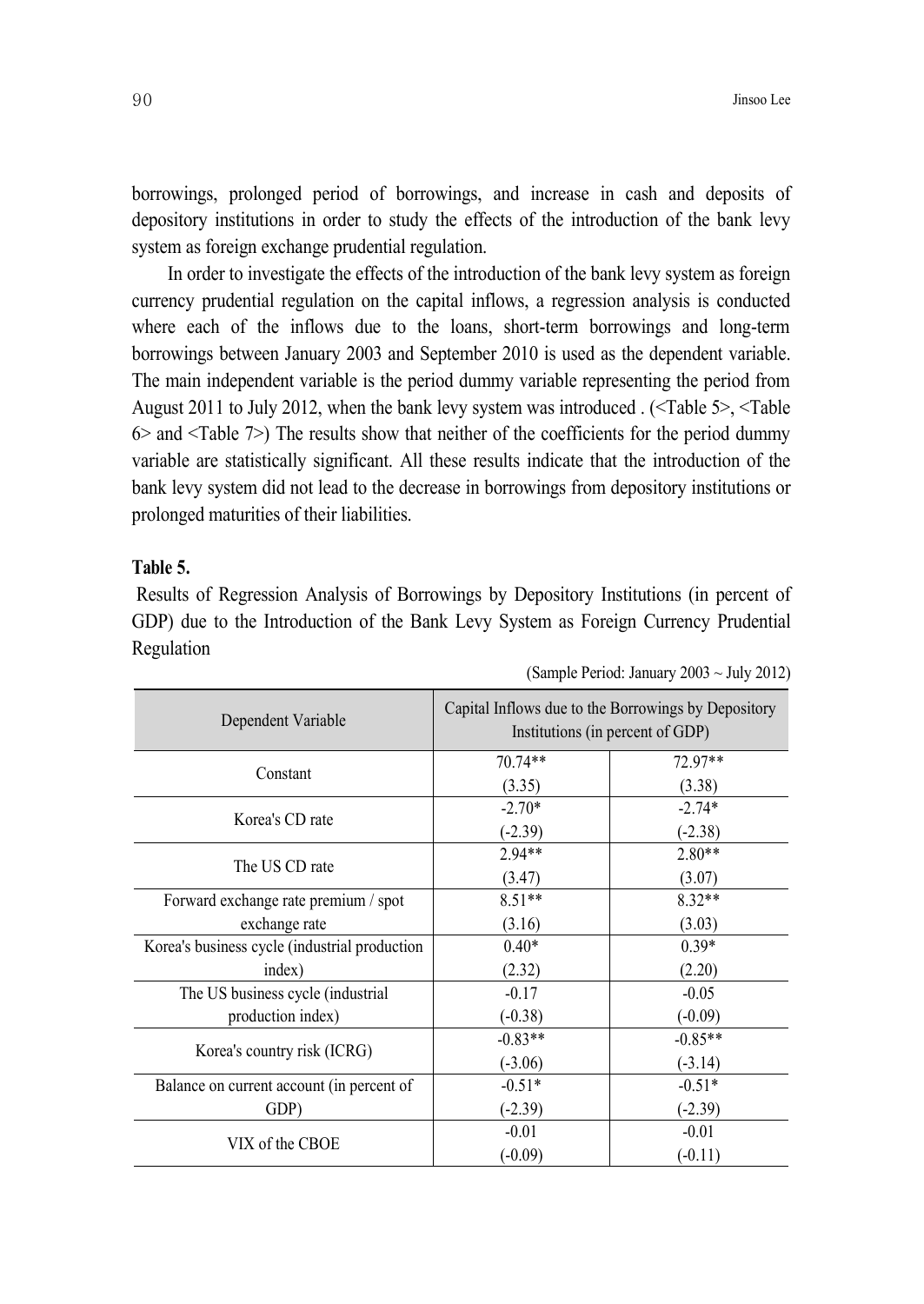borrowings, prolonged period of borrowings, and increase in cash and deposits of depository institutions in order to study the effects of the introduction of the bank levy system as foreign exchange prudential regulation.

In order to investigate the effects of the introduction of the bank levy system as foreign currency prudential regulation on the capital inflows, a regression analysis is conducted where each of the inflows due to the loans, short-term borrowings and long-term borrowings between January 2003 and September 2010 is used as the dependent variable. The main independent variable is the period dummy variable representing the period from August 2011 to July 2012, when the bank levy system was introduced . (<Table 5>, <Table 6> and <Table 7>) The results show that neither of the coefficients for the period dummy variable are statistically significant. All these results indicate that the introduction of the bank levy system did not lead to the decrease in borrowings from depository institutions or prolonged maturities of their liabilities.

**Table 5.**

Results of Regression Analysis of Borrowings by Depository Institutions (in percent of GDP) due to the Introduction of the Bank Levy System as Foreign Currency Prudential Regulation

(Sample Period: January 2003 ~ July 2012)

| Dependent Variable | Capital Inflows due to the Borrowings by Depository Institutions (in percent of GDP) | |
|---|---|---|
| Constant | 70.74**<br>(3.35) | 72.97**<br>(3.38) |
| Korea's CD rate | -2.70*<br>(-2.39) | -2.74*<br>(-2.38) |
| The US CD rate | 2.94**<br>(3.47) | 2.80**<br>(3.07) |
| Forward exchange rate premium / spot exchange rate | 8.51**<br>(3.16) | 8.32**<br>(3.03) |
| Korea's business cycle (industrial production index) | 0.40*<br>(2.32) | 0.39*<br>(2.20) |
| The US business cycle (industrial production index) | -0.17<br>(-0.38) | -0.05<br>(-0.09) |
| Korea's country risk (ICRG) | -0.83**<br>(-3.06) | -0.85**<br>(-3.14) |
| Balance on current account (in percent of GDP) | -0.51*<br>(-2.39) | -0.51*<br>(-2.39) |
| VIX of the CBOE | -0.01<br>(-0.09) | -0.01<br>(-0.11) |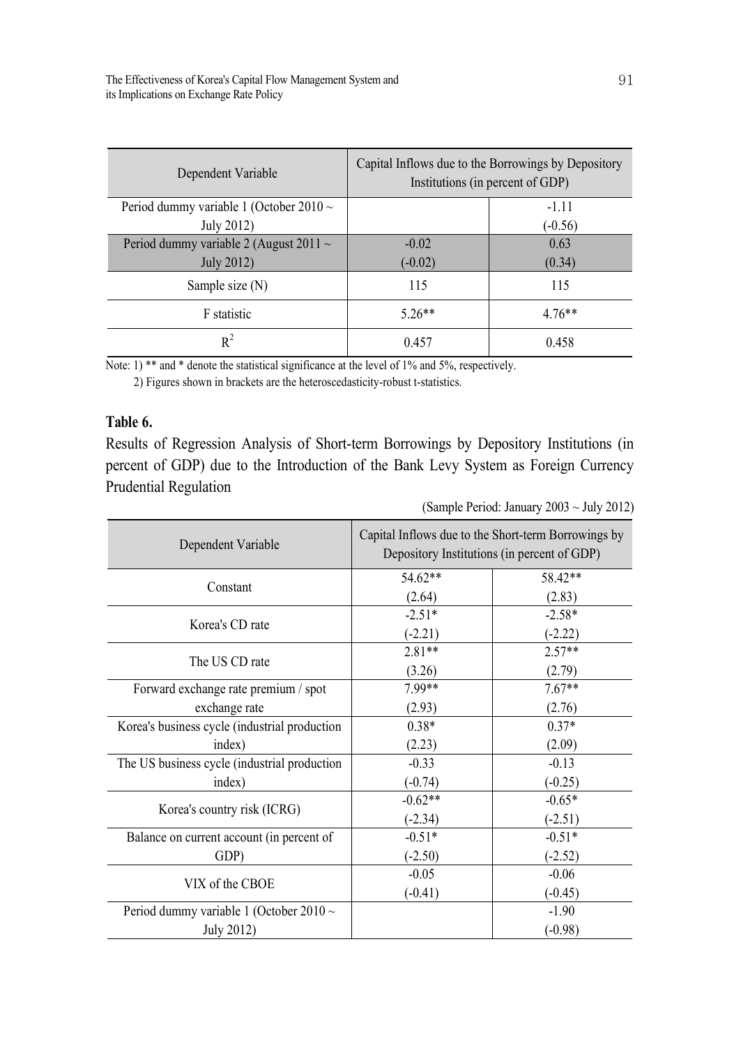| Dependent Variable | Capital Inflows due to the Borrowings by Depository Institutions (in percent of GDP) | |
|---|---|---|
| Period dummy variable 1 (October 2010 ~ July 2012) | | -1.11<br>(-0.56) |
| Period dummy variable 2 (August 2011 ~ July 2012) | -0.02<br>(-0.02) | 0.63<br>(0.34) |
| Sample size (N) | 115 | 115 |
| F statistic | 5.26** | 4.76** |
| $R^2$ | 0.457 | 0.458 |

Note: 1) ** and * denote the statistical significance at the level of 1% and 5%, respectively.

2) Figures shown in brackets are the heteroscedasticity-robust t-statistics.

**Table 6.**

Results of Regression Analysis of Short-term Borrowings by Depository Institutions (in percent of GDP) due to the Introduction of the Bank Levy System as Foreign Currency Prudential Regulation

(Sample Period: January 2003 ~ July 2012)

| Dependent Variable | Capital Inflows due to the Short-term Borrowings by Depository Institutions (in percent of GDP) | |
|---|---|---|
| Constant | 54.62**<br>(2.64) | 58.42**<br>(2.83) |
| Korea's CD rate | -2.51*<br>(-2.21) | -2.58*<br>(-2.22) |
| The US CD rate | 2.81**<br>(3.26) | 2.57**<br>(2.79) |
| Forward exchange rate premium / spot exchange rate | 7.99**<br>(2.93) | 7.67**<br>(2.76) |
| Korea's business cycle (industrial production index) | 0.38*<br>(2.23) | 0.37*<br>(2.09) |
| The US business cycle (industrial production index) | -0.33<br>(-0.74) | -0.13<br>(-0.25) |
| Korea's country risk (ICRG) | -0.62**<br>(-2.34) | -0.65*<br>(-2.51) |
| Balance on current account (in percent of GDP) | -0.51*<br>(-2.50) | -0.51*<br>(-2.52) |
| VIX of the CBOE | -0.05<br>(-0.41) | -0.06<br>(-0.45) |
| Period dummy variable 1 (October 2010 ~ July 2012) | | -1.90<br>(-0.98) |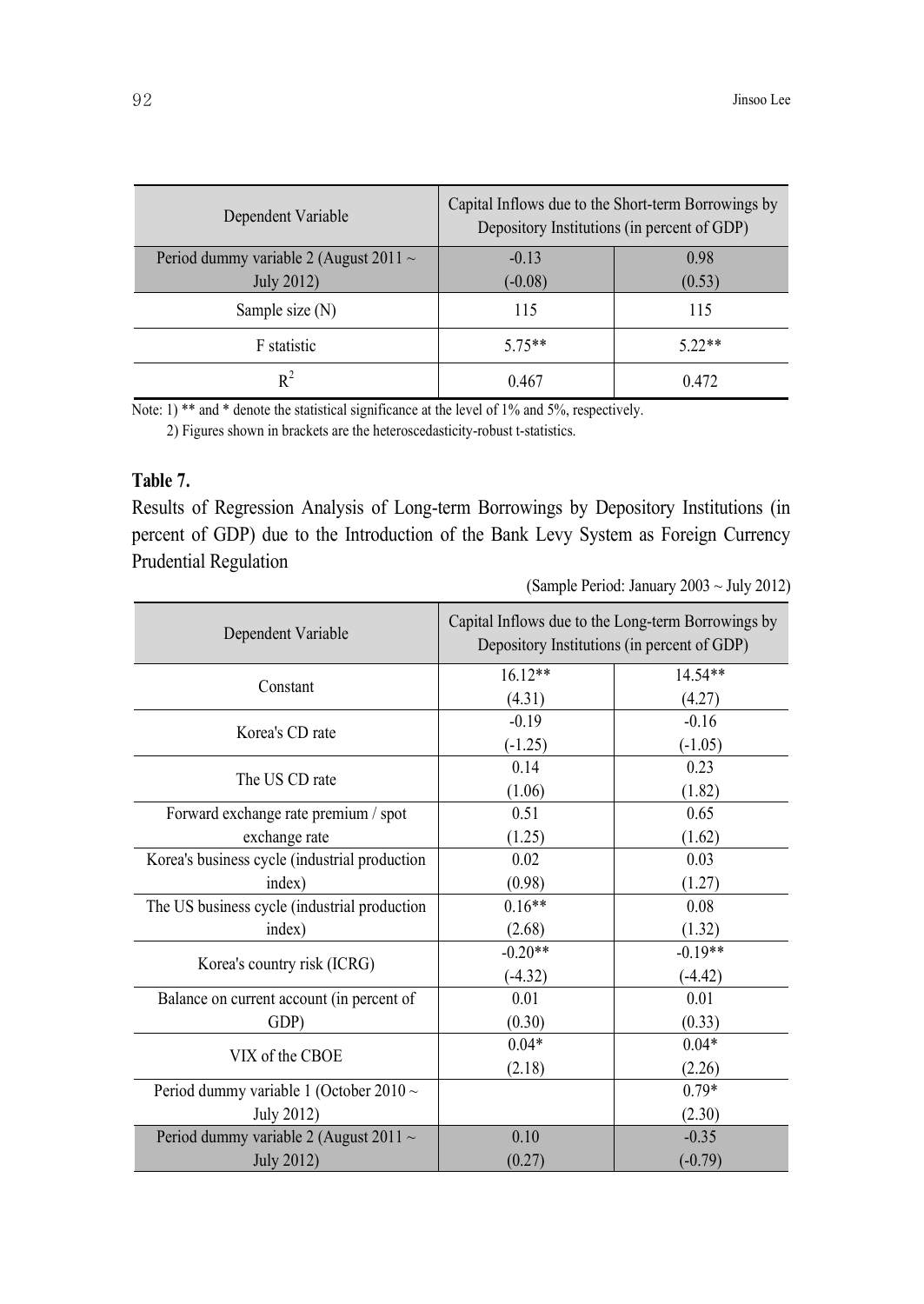| Dependent Variable | Capital Inflows due to the Short-term Borrowings by Depository Institutions (in percent of GDP) | |
|---|---|---|
| Period dummy variable 2 (August 2011 ~ July 2012) | -0.13<br>(-0.08) | 0.98<br>(0.53) |
| Sample size (N) | 115 | 115 |
| F statistic | 5.75** | 5.22** |
| $R^2$ | 0.467 | 0.472 |

Note: 1) ** and * denote the statistical significance at the level of 1% and 5%, respectively.

2) Figures shown in brackets are the heteroscedasticity-robust t-statistics.

**Table 7.**

Results of Regression Analysis of Long-term Borrowings by Depository Institutions (in percent of GDP) due to the Introduction of the Bank Levy System as Foreign Currency Prudential Regulation

(Sample Period: January 2003 ~ July 2012)

| Dependent Variable | Capital Inflows due to the Long-term Borrowings by Depository Institutions (in percent of GDP) | |
|---|---|---|
| Constant | 16.12**<br>(4.31) | 14.54**<br>(4.27) |
| Korea's CD rate | -0.19<br>(-1.25) | -0.16<br>(-1.05) |
| The US CD rate | 0.14<br>(1.06) | 0.23<br>(1.82) |
| Forward exchange rate premium / spot exchange rate | 0.51<br>(1.25) | 0.65<br>(1.62) |
| Korea's business cycle (industrial production index) | 0.02<br>(0.98) | 0.03<br>(1.27) |
| The US business cycle (industrial production index) | 0.16**<br>(2.68) | 0.08<br>(1.32) |
| Korea's country risk (ICRG) | -0.20**<br>(-4.32) | -0.19**<br>(-4.42) |
| Balance on current account (in percent of GDP) | 0.01<br>(0.30) | 0.01<br>(0.33) |
| VIX of the CBOE | 0.04*<br>(2.18) | 0.04*<br>(2.26) |
| Period dummy variable 1 (October 2010 ~ July 2012) | | 0.79*<br>(2.30) |
| Period dummy variable 2 (August 2011 ~ July 2012) | 0.10<br>(0.27) | -0.35<br>(-0.79) |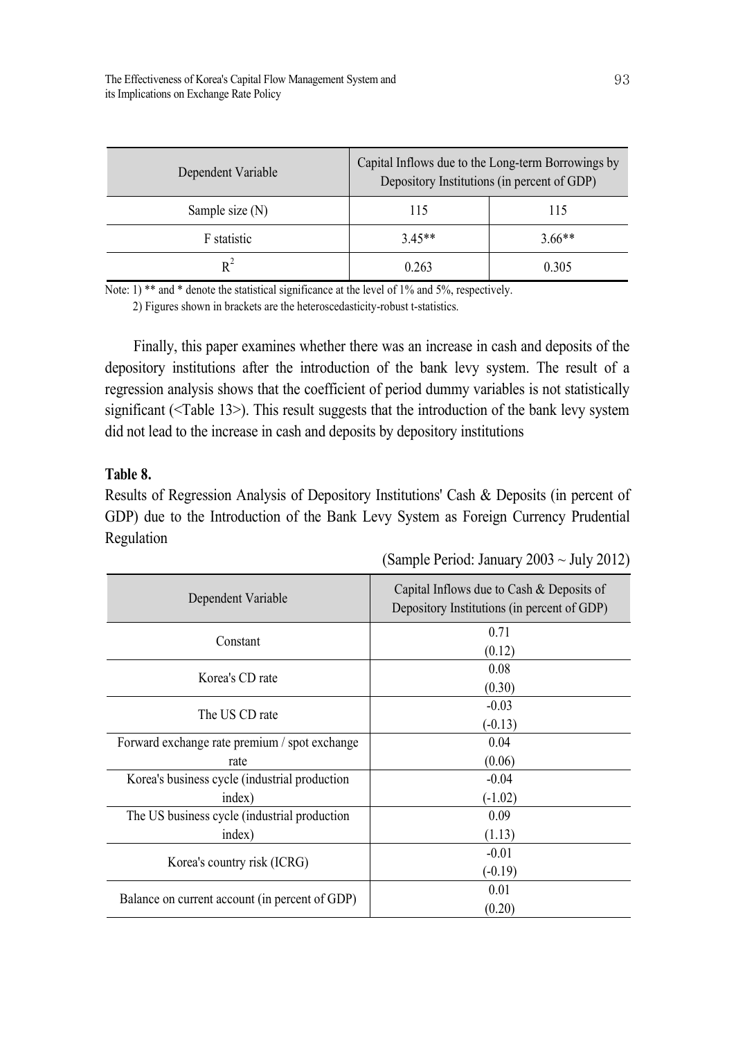| Dependent Variable | Capital Inflows due to the Long-term Borrowings by Depository Institutions (in percent of GDP) | |
|---|---|---|
| Sample size (N) | 115 | 115 |
| F statistic | 3.45** | 3.66** |
| $R^2$ | 0.263 | 0.305 |

Note: 1) ** and * denote the statistical significance at the level of 1% and 5%, respectively.

2) Figures shown in brackets are the heteroscedasticity-robust t-statistics.

Finally, this paper examines whether there was an increase in cash and deposits of the depository institutions after the introduction of the bank levy system. The result of a regression analysis shows that the coefficient of period dummy variables is not statistically significant (<Table 13>). This result suggests that the introduction of the bank levy system did not lead to the increase in cash and deposits by depository institutions

**Table 8.**

Results of Regression Analysis of Depository Institutions' Cash & Deposits (in percent of GDP) due to the Introduction of the Bank Levy System as Foreign Currency Prudential Regulation

(Sample Period: January 2003 ~ July 2012)

| Dependent Variable | Capital Inflows due to Cash & Deposits of Depository Institutions (in percent of GDP) |
|---|---|
| Constant | 0.71<br>(0.12) |
| Korea's CD rate | 0.08<br>(0.30) |
| The US CD rate | -0.03<br>(-0.13) |
| Forward exchange rate premium / spot exchange rate | 0.04<br>(0.06) |
| Korea's business cycle (industrial production index) | -0.04<br>(-1.02) |
| The US business cycle (industrial production index) | 0.09<br>(1.13) |
| Korea's country risk (ICRG) | -0.01<br>(-0.19) |
| Balance on current account (in percent of GDP) | 0.01<br>(0.20) |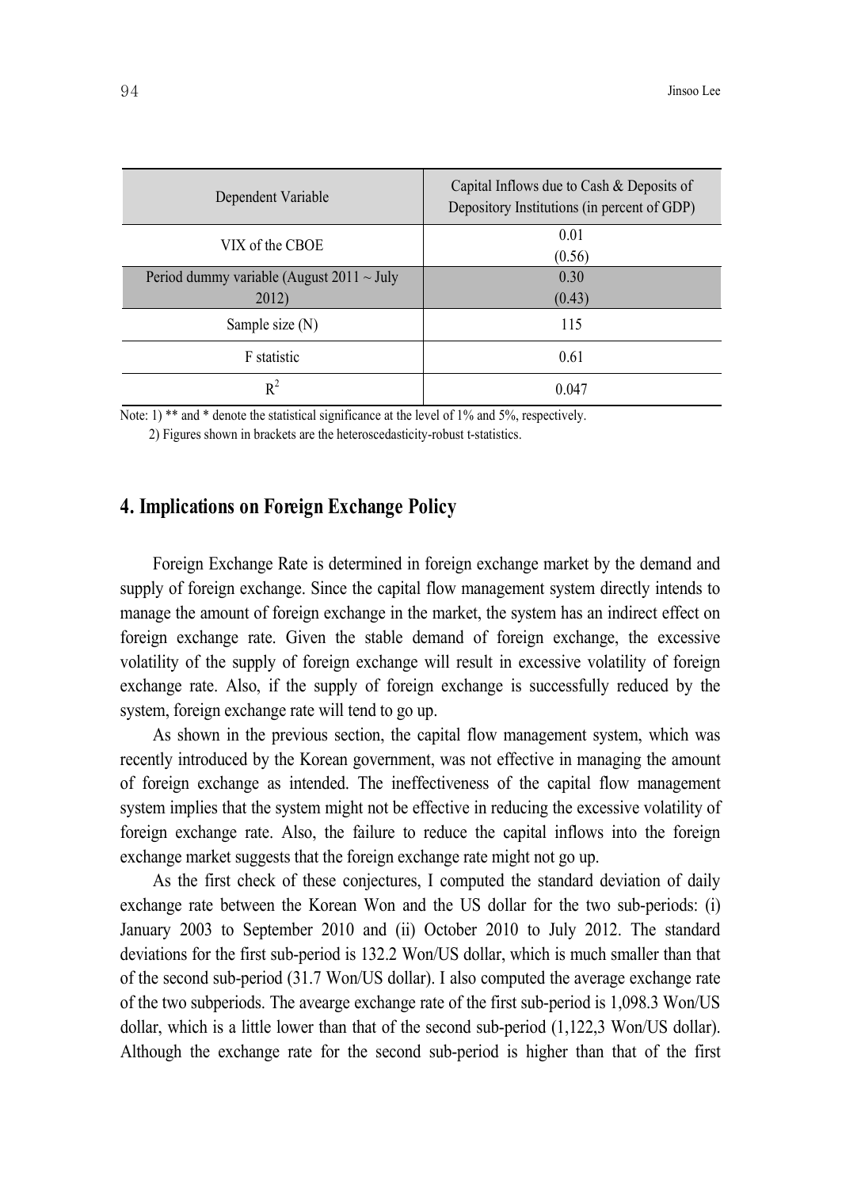| Dependent Variable | Capital Inflows due to Cash & Deposits of Depository Institutions (in percent of GDP) |
|---|---|
| VIX of the CBOE | 0.01<br>(0.56) |
| Period dummy variable (August 2011 ~ July 2012) | 0.30<br>(0.43) |
| Sample size (N) | 115 |
| F statistic | 0.61 |
| $R^2$ | 0.047 |

Note: 1) ** and * denote the statistical significance at the level of 1% and 5%, respectively.
2) Figures shown in brackets are the heteroscedasticity-robust t-statistics.

## 4. Implications on Foreign Exchange Policy

Foreign Exchange Rate is determined in foreign exchange market by the demand and supply of foreign exchange. Since the capital flow management system directly intends to manage the amount of foreign exchange in the market, the system has an indirect effect on foreign exchange rate. Given the stable demand of foreign exchange, the excessive volatility of the supply of foreign exchange will result in excessive volatility of foreign exchange rate. Also, if the supply of foreign exchange is successfully reduced by the system, foreign exchange rate will tend to go up.

As shown in the previous section, the capital flow management system, which was recently introduced by the Korean government, was not effective in managing the amount of foreign exchange as intended. The ineffectiveness of the capital flow management system implies that the system might not be effective in reducing the excessive volatility of foreign exchange rate. Also, the failure to reduce the capital inflows into the foreign exchange market suggests that the foreign exchange rate might not go up.

As the first check of these conjectures, I computed the standard deviation of daily exchange rate between the Korean Won and the US dollar for the two sub-periods: (i) January 2003 to September 2010 and (ii) October 2010 to July 2012. The standard deviations for the first sub-period is 132.2 Won/US dollar, which is much smaller than that of the second sub-period (31.7 Won/US dollar). I also computed the average exchange rate of the two subperiods. The avearge exchange rate of the first sub-period is 1,098.3 Won/US dollar, which is a little lower than that of the second sub-period (1,122,3 Won/US dollar). Although the exchange rate for the second sub-period is higher than that of the first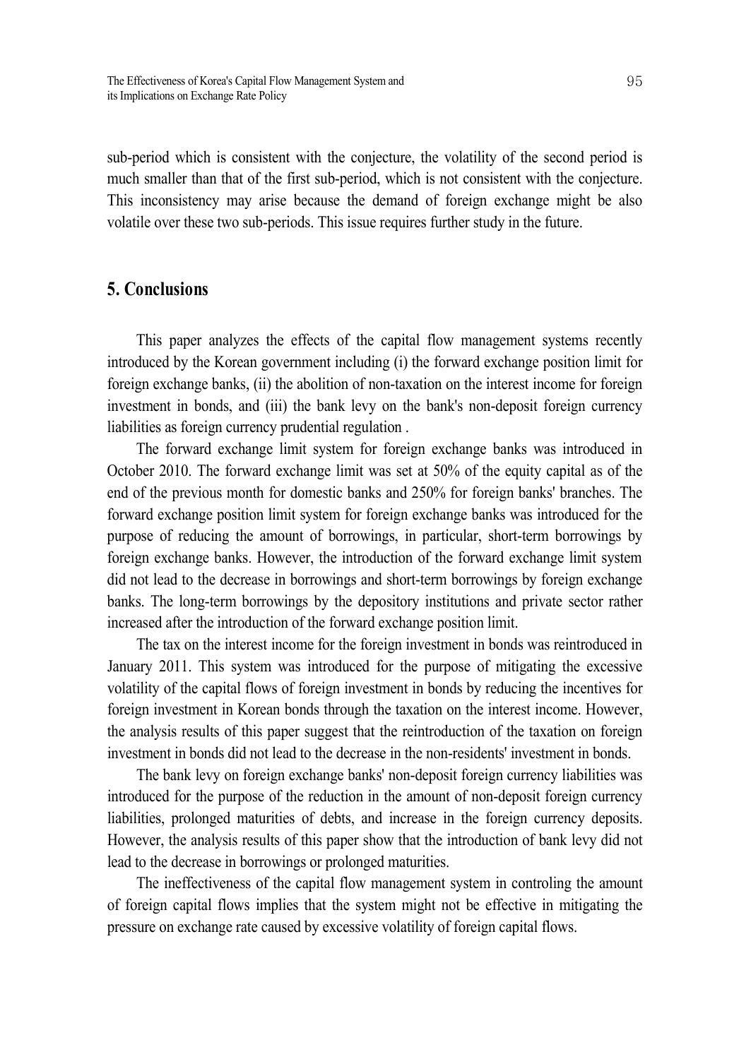sub-period which is consistent with the conjecture, the volatility of the second period is much smaller than that of the first sub-period, which is not consistent with the conjecture. This inconsistency may arise because the demand of foreign exchange might be also volatile over these two sub-periods. This issue requires further study in the future.

## 5. Conclusions

This paper analyzes the effects of the capital flow management systems recently introduced by the Korean government including (i) the forward exchange position limit for foreign exchange banks, (ii) the abolition of non-taxation on the interest income for foreign investment in bonds, and (iii) the bank levy on the bank's non-deposit foreign currency liabilities as foreign currency prudential regulation .

The forward exchange limit system for foreign exchange banks was introduced in October 2010. The forward exchange limit was set at 50% of the equity capital as of the end of the previous month for domestic banks and 250% for foreign banks' branches. The forward exchange position limit system for foreign exchange banks was introduced for the purpose of reducing the amount of borrowings, in particular, short-term borrowings by foreign exchange banks. However, the introduction of the forward exchange limit system did not lead to the decrease in borrowings and short-term borrowings by foreign exchange banks. The long-term borrowings by the depository institutions and private sector rather increased after the introduction of the forward exchange position limit.

The tax on the interest income for the foreign investment in bonds was reintroduced in January 2011. This system was introduced for the purpose of mitigating the excessive volatility of the capital flows of foreign investment in bonds by reducing the incentives for foreign investment in Korean bonds through the taxation on the interest income. However, the analysis results of this paper suggest that the reintroduction of the taxation on foreign investment in bonds did not lead to the decrease in the non-residents' investment in bonds.

The bank levy on foreign exchange banks' non-deposit foreign currency liabilities was introduced for the purpose of the reduction in the amount of non-deposit foreign currency liabilities, prolonged maturities of debts, and increase in the foreign currency deposits. However, the analysis results of this paper show that the introduction of bank levy did not lead to the decrease in borrowings or prolonged maturities.

The ineffectiveness of the capital flow management system in controling the amount of foreign capital flows implies that the system might not be effective in mitigating the pressure on exchange rate caused by excessive volatility of foreign capital flows.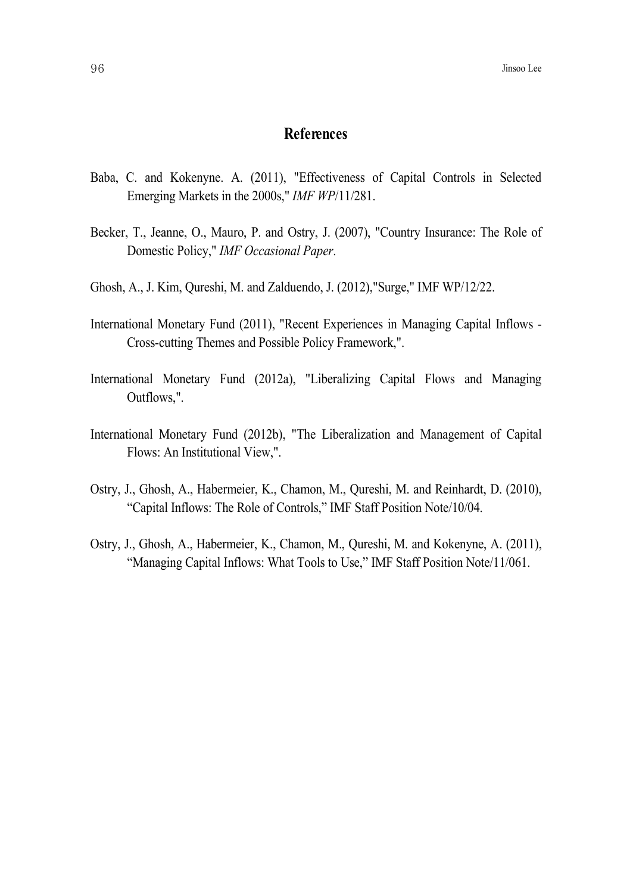## References

Baba, C. and Kokenyne. A. (2011), "Effectiveness of Capital Controls in Selected Emerging Markets in the 2000s," *IMF WP*/11/281.

Becker, T., Jeanne, O., Mauro, P. and Ostry, J. (2007), "Country Insurance: The Role of Domestic Policy," *IMF Occasional Paper*.

Ghosh, A., J. Kim, Qureshi, M. and Zalduendo, J. (2012),"Surge," IMF WP/12/22.

International Monetary Fund (2011), "Recent Experiences in Managing Capital Inflows - Cross-cutting Themes and Possible Policy Framework,".

International Monetary Fund (2012a), "Liberalizing Capital Flows and Managing Outflows,".

International Monetary Fund (2012b), "The Liberalization and Management of Capital Flows: An Institutional View,".

Ostry, J., Ghosh, A., Habermeier, K., Chamon, M., Qureshi, M. and Reinhardt, D. (2010), "Capital Inflows: The Role of Controls," IMF Staff Position Note/10/04.

Ostry, J., Ghosh, A., Habermeier, K., Chamon, M., Qureshi, M. and Kokenyne, A. (2011), "Managing Capital Inflows: What Tools to Use," IMF Staff Position Note/11/061.